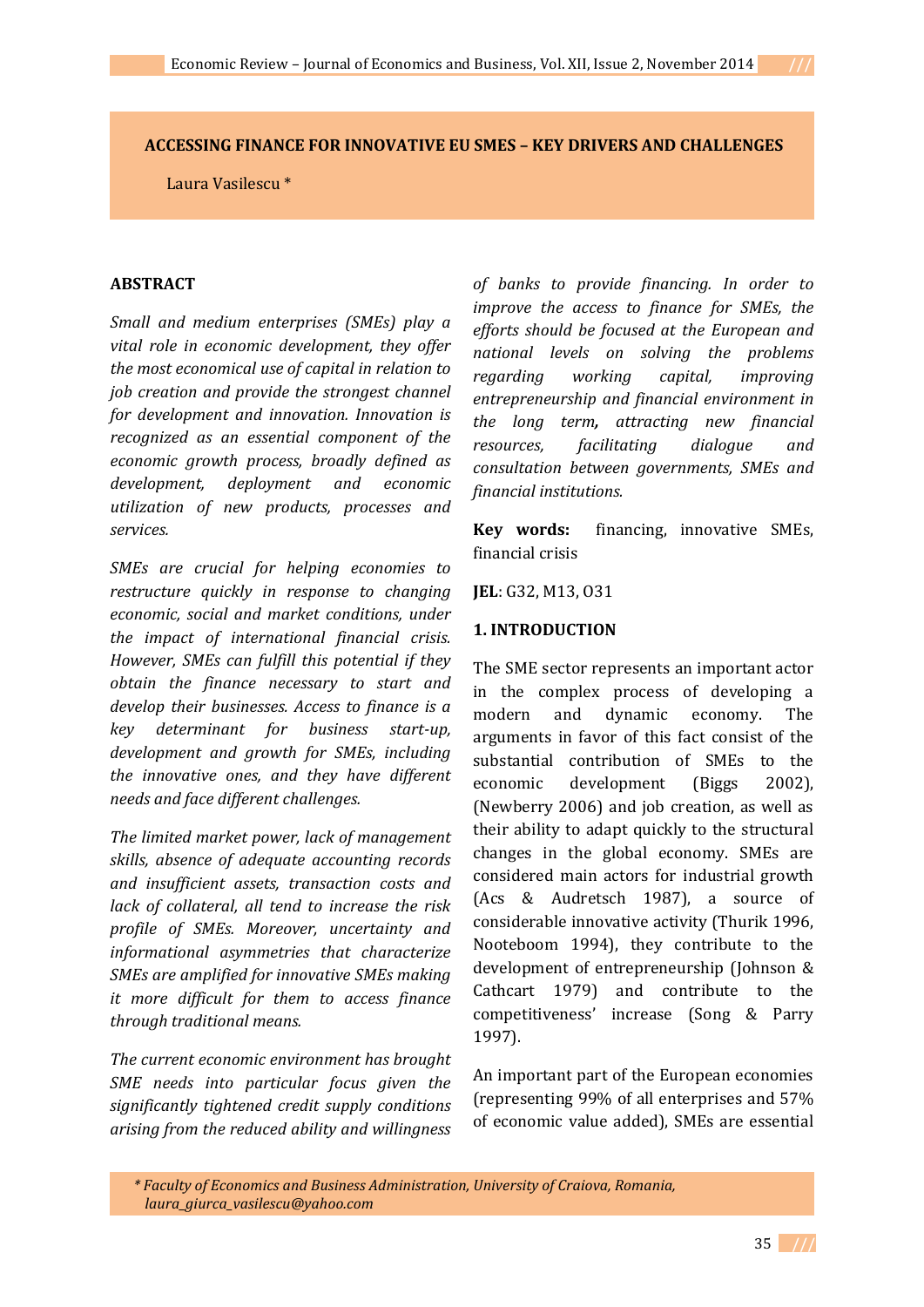# ACCESSING FINANCE FOR INNOVATIVE EU SMES – KEY DRIVERS AND CHALLENGES

Laura Vasilescu *

## ABSTRACT

*Small and medium enterprises (SMEs) play a vital role in economic development, they offer the most economical use of capital in relation to job creation and provide the strongest channel for development and innovation. Innovation is recognized as an essential component of the economic growth process, broadly defined as development, deployment and economic utilization of new products, processes and services.*

*SMEs are crucial for helping economies to restructure quickly in response to changing economic, social and market conditions, under the impact of international financial crisis. However, SMEs can fulfill this potential if they obtain the finance necessary to start and develop their businesses. Access to finance is a key determinant for business start-up, development and growth for SMEs, including the innovative ones, and they have different needs and face different challenges.*

*The limited market power, lack of management skills, absence of adequate accounting records and insufficient assets, transaction costs and lack of collateral, all tend to increase the risk profile of SMEs. Moreover, uncertainty and informational asymmetries that characterize SMEs are amplified for innovative SMEs making it more difficult for them to access finance through traditional means.*

*The current economic environment has brought SME needs into particular focus given the significantly tightened credit supply conditions arising from the reduced ability and willingness of banks to provide financing. In order to improve the access to finance for SMEs, the efforts should be focused at the European and national levels on solving the problems regarding working capital, improving entrepreneurship and financial environment in the long term***,** *attracting new financial resources, facilitating dialogue and consultation between governments, SMEs and financial institutions.*

**Key words:** financing, innovative SMEs, financial crisis

**JEL**: G32, M13, O31

## 1. INTRODUCTION

The SME sector represents an important actor in the complex process of developing a modern and dynamic economy. The arguments in favor of this fact consist of the substantial contribution of SMEs to the economic development (Biggs 2002), (Newberry 2006) and job creation, as well as their ability to adapt quickly to the structural changes in the global economy. SMEs are considered main actors for industrial growth (Acs & Audretsch 1987), a source of considerable innovative activity (Thurik 1996, Nooteboom 1994), they contribute to the development of entrepreneurship (Johnson & Cathcart 1979) and contribute to the competitiveness' increase (Song & Parry 1997).

An important part of the European economies (representing 99% of all enterprises and 57% of economic value added), SMEs are essential

*\* Faculty of Economics and Business Administration, University of Craiova, Romania, laura_giurca_vasilescu@yahoo.com*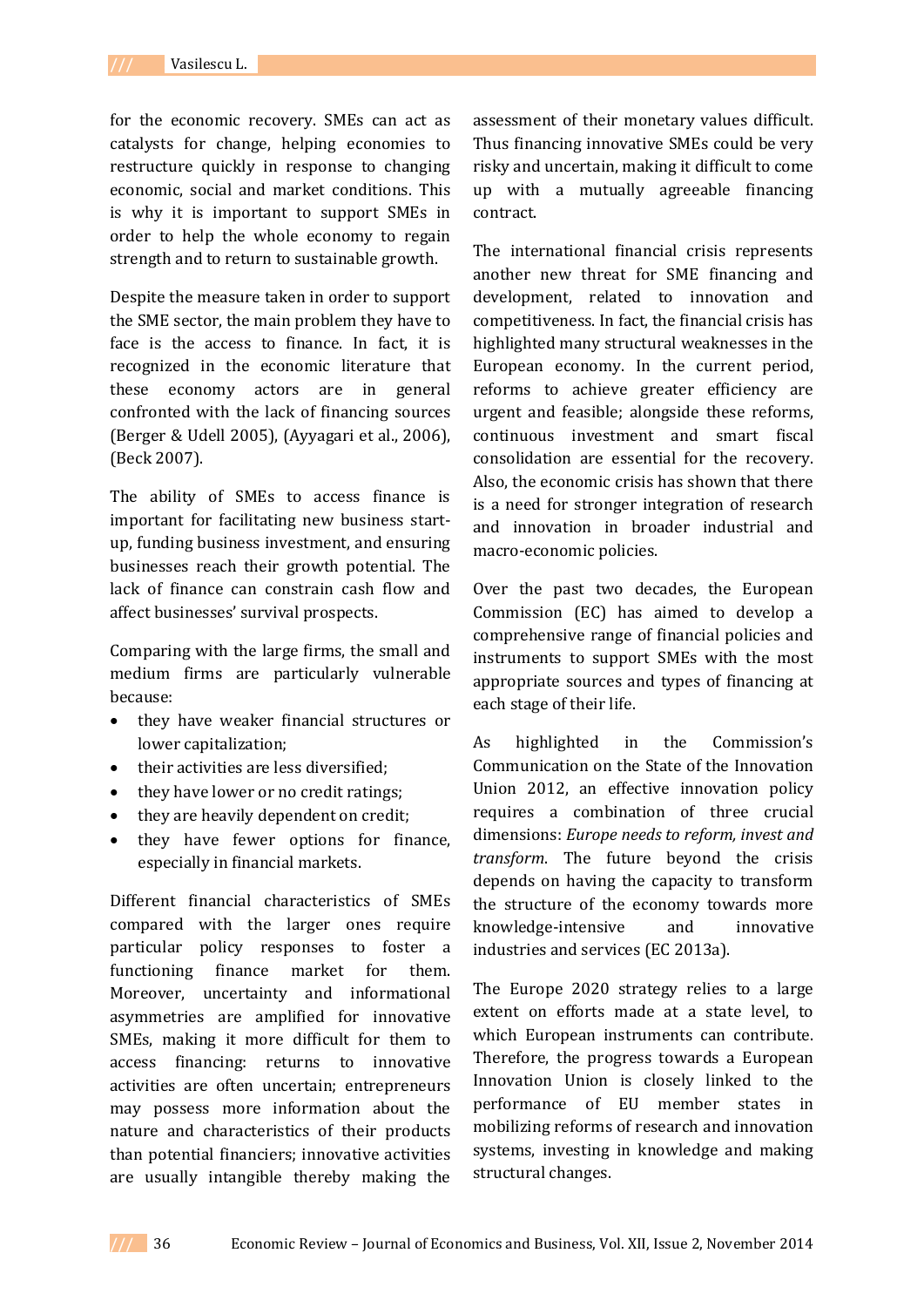for the economic recovery. SMEs can act as catalysts for change, helping economies to restructure quickly in response to changing economic, social and market conditions. This is why it is important to support SMEs in order to help the whole economy to regain strength and to return to sustainable growth.

Despite the measure taken in order to support the SME sector, the main problem they have to face is the access to finance. In fact, it is recognized in the economic literature that these economy actors are in general confronted with the lack of financing sources (Berger & Udell 2005), (Ayyagari et al., 2006), (Beck 2007).

The ability of SMEs to access finance is important for facilitating new business start-up, funding business investment, and ensuring businesses reach their growth potential. The lack of finance can constrain cash flow and affect businesses' survival prospects.

Comparing with the large firms, the small and medium firms are particularly vulnerable because:

- they have weaker financial structures or lower capitalization;
- their activities are less diversified;
- they have lower or no credit ratings;
- they are heavily dependent on credit;
- they have fewer options for finance, especially in financial markets.

Different financial characteristics of SMEs compared with the larger ones require particular policy responses to foster a functioning finance market for them. Moreover, uncertainty and informational asymmetries are amplified for innovative SMEs, making it more difficult for them to access financing: returns to innovative activities are often uncertain; entrepreneurs may possess more information about the nature and characteristics of their products than potential financiers; innovative activities are usually intangible thereby making the assessment of their monetary values difficult. Thus financing innovative SMEs could be very risky and uncertain, making it difficult to come up with a mutually agreeable financing contract.

The international financial crisis represents another new threat for SME financing and development, related to innovation and competitiveness. In fact, the financial crisis has highlighted many structural weaknesses in the European economy. In the current period, reforms to achieve greater efficiency are urgent and feasible; alongside these reforms, continuous investment and smart fiscal consolidation are essential for the recovery. Also, the economic crisis has shown that there is a need for stronger integration of research and innovation in broader industrial and macro-economic policies.

Over the past two decades, the European Commission (EC) has aimed to develop a comprehensive range of financial policies and instruments to support SMEs with the most appropriate sources and types of financing at each stage of their life.

As highlighted in the Commission's Communication on the State of the Innovation Union 2012, an effective innovation policy requires a combination of three crucial dimensions: *Europe needs to reform, invest and transform*. The future beyond the crisis depends on having the capacity to transform the structure of the economy towards more knowledge-intensive and innovative industries and services (EC 2013a).

The Europe 2020 strategy relies to a large extent on efforts made at a state level, to which European instruments can contribute. Therefore, the progress towards a European Innovation Union is closely linked to the performance of EU member states in mobilizing reforms of research and innovation systems, investing in knowledge and making structural changes.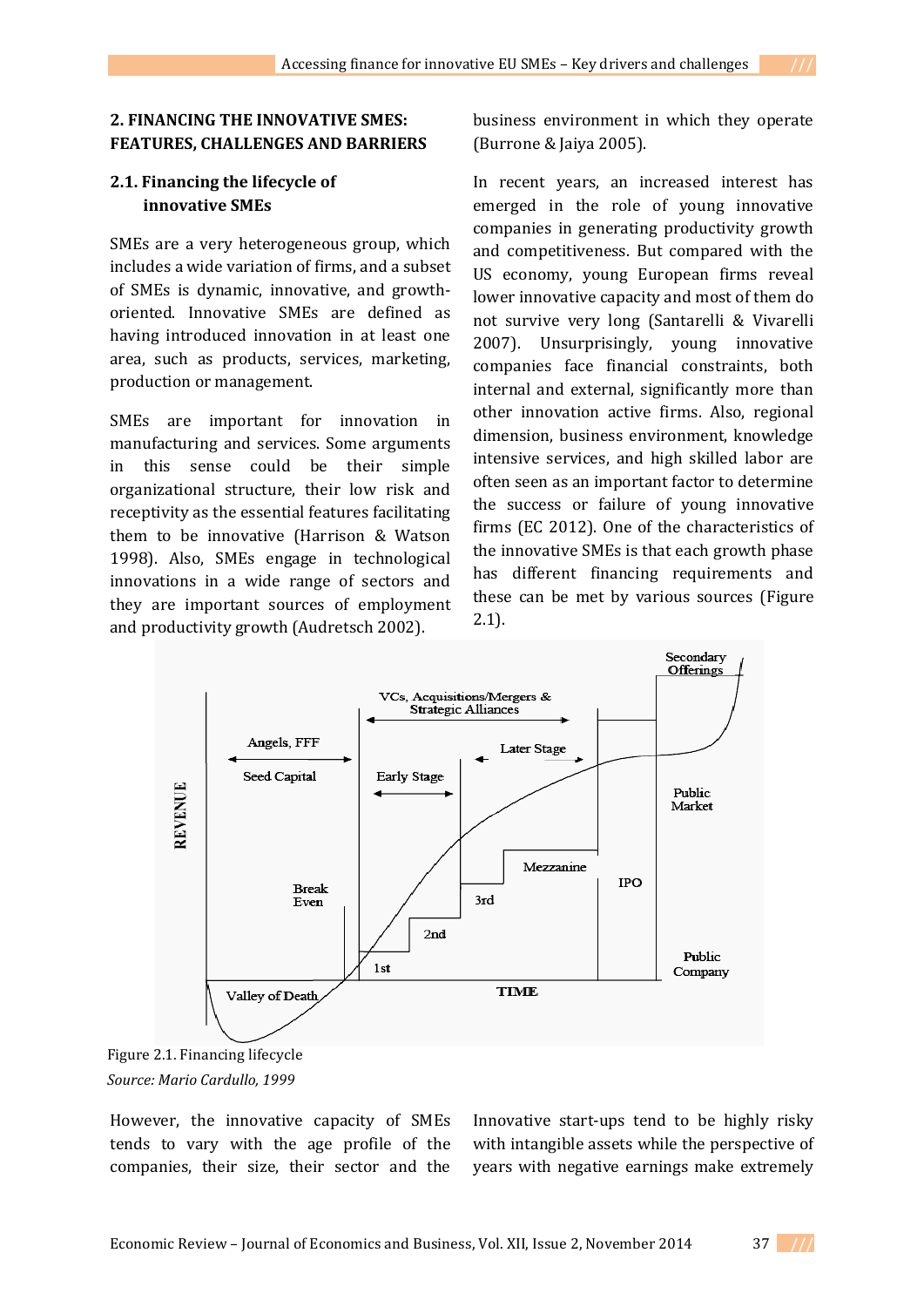## 2. FINANCING THE INNOVATIVE SMES: FEATURES, CHALLENGES AND BARRIERS

### 2.1. Financing the lifecycle of innovative SMEs

SMEs are a very heterogeneous group, which includes a wide variation of firms, and a subset of SMEs is dynamic, innovative, and growth-oriented. Innovative SMEs are defined as having introduced innovation in at least one area, such as products, services, marketing, production or management.

SMEs are important for innovation in manufacturing and services. Some arguments in this sense could be their simple organizational structure, their low risk and receptivity as the essential features facilitating them to be innovative (Harrison & Watson 1998). Also, SMEs engage in technological innovations in a wide range of sectors and they are important sources of employment and productivity growth (Audretsch 2002).

business environment in which they operate (Burrone & Jaiya 2005).

In recent years, an increased interest has emerged in the role of young innovative companies in generating productivity growth and competitiveness. But compared with the US economy, young European firms reveal lower innovative capacity and most of them do not survive very long (Santarelli & Vivarelli 2007). Unsurprisingly, young innovative companies face financial constraints, both internal and external, significantly more than other innovation active firms. Also, regional dimension, business environment, knowledge intensive services, and high skilled labor are often seen as an important factor to determine the success or failure of young innovative firms (EC 2012). One of the characteristics of the innovative SMEs is that each growth phase has different financing requirements and these can be met by various sources (Figure 2.1).

Figure 2.1. Financing lifecycle

*Source: Mario Cardullo, 1999*

However, the innovative capacity of SMEs tends to vary with the age profile of the companies, their size, their sector and the

Innovative start-ups tend to be highly risky with intangible assets while the perspective of years with negative earnings make extremely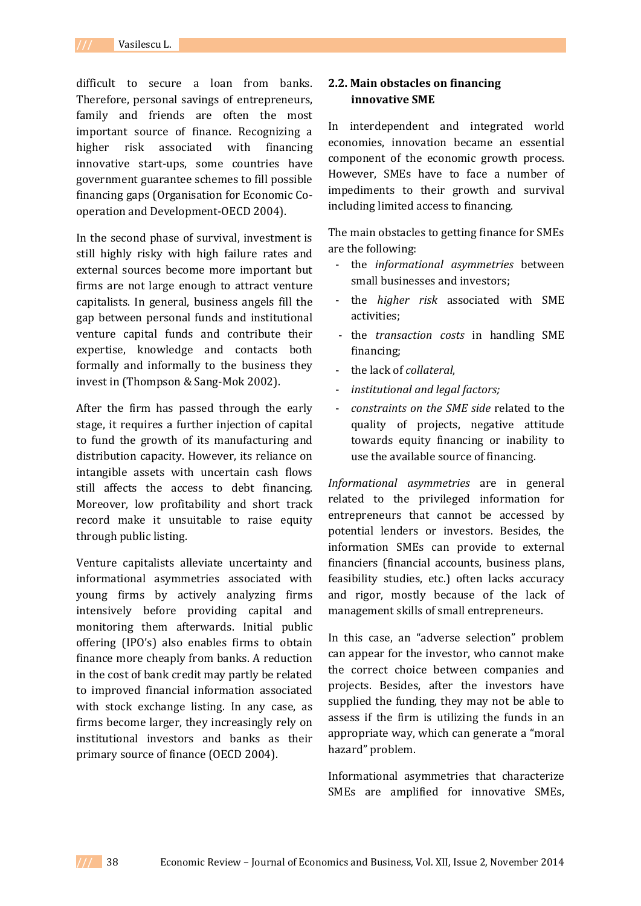difficult to secure a loan from banks. Therefore, personal savings of entrepreneurs, family and friends are often the most important source of finance. Recognizing a higher risk associated with financing innovative start-ups, some countries have government guarantee schemes to fill possible financing gaps (Organisation for Economic Co-operation and Development-OECD 2004).

In the second phase of survival, investment is still highly risky with high failure rates and external sources become more important but firms are not large enough to attract venture capitalists. In general, business angels fill the gap between personal funds and institutional venture capital funds and contribute their expertise, knowledge and contacts both formally and informally to the business they invest in (Thompson & Sang-Mok 2002).

After the firm has passed through the early stage, it requires a further injection of capital to fund the growth of its manufacturing and distribution capacity. However, its reliance on intangible assets with uncertain cash flows still affects the access to debt financing. Moreover, low profitability and short track record make it unsuitable to raise equity through public listing.

Venture capitalists alleviate uncertainty and informational asymmetries associated with young firms by actively analyzing firms intensively before providing capital and monitoring them afterwards. Initial public offering (IPO's) also enables firms to obtain finance more cheaply from banks. A reduction in the cost of bank credit may partly be related to improved financial information associated with stock exchange listing. In any case, as firms become larger, they increasingly rely on institutional investors and banks as their primary source of finance (OECD 2004).

## 2.2. Main obstacles on financing innovative SME

In interdependent and integrated world economies, innovation became an essential component of the economic growth process. However, SMEs have to face a number of impediments to their growth and survival including limited access to financing.

The main obstacles to getting finance for SMEs are the following:

- the *informational asymmetries* between small businesses and investors;
- the *higher risk* associated with SME activities;
- the *transaction costs* in handling SME financing;
- the lack of *collateral*,
- *institutional and legal factors;*
- *constraints on the SME side* related to the quality of projects, negative attitude towards equity financing or inability to use the available source of financing.

*Informational asymmetries* are in general related to the privileged information for entrepreneurs that cannot be accessed by potential lenders or investors. Besides, the information SMEs can provide to external financiers (financial accounts, business plans, feasibility studies, etc.) often lacks accuracy and rigor, mostly because of the lack of management skills of small entrepreneurs.

In this case, an "adverse selection" problem can appear for the investor, who cannot make the correct choice between companies and projects. Besides, after the investors have supplied the funding, they may not be able to assess if the firm is utilizing the funds in an appropriate way, which can generate a "moral hazard" problem.

Informational asymmetries that characterize SMEs are amplified for innovative SMEs,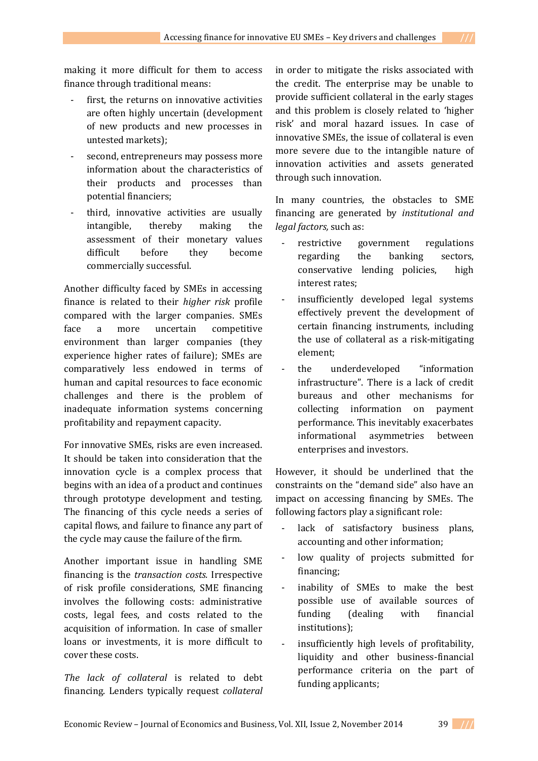making it more difficult for them to access finance through traditional means:

- first, the returns on innovative activities are often highly uncertain (development of new products and new processes in untested markets);
- second, entrepreneurs may possess more information about the characteristics of their products and processes than potential financiers;
- third, innovative activities are usually intangible, thereby making the assessment of their monetary values difficult before they become commercially successful.

Another difficulty faced by SMEs in accessing finance is related to their *higher risk* profile compared with the larger companies. SMEs face a more uncertain competitive environment than larger companies (they experience higher rates of failure); SMEs are comparatively less endowed in terms of human and capital resources to face economic challenges and there is the problem of inadequate information systems concerning profitability and repayment capacity.

For innovative SMEs, risks are even increased. It should be taken into consideration that the innovation cycle is a complex process that begins with an idea of a product and continues through prototype development and testing. The financing of this cycle needs a series of capital flows, and failure to finance any part of the cycle may cause the failure of the firm.

Another important issue in handling SME financing is the *transaction costs.* Irrespective of risk profile considerations, SME financing involves the following costs: administrative costs, legal fees, and costs related to the acquisition of information. In case of smaller loans or investments, it is more difficult to cover these costs.

*The lack of collateral* is related to debt financing. Lenders typically request *collateral* in order to mitigate the risks associated with the credit. The enterprise may be unable to provide sufficient collateral in the early stages and this problem is closely related to 'higher risk' and moral hazard issues. In case of innovative SMEs, the issue of collateral is even more severe due to the intangible nature of innovation activities and assets generated through such innovation.

In many countries, the obstacles to SME financing are generated by *institutional and legal factors,* such as:

- restrictive government regulations regarding the banking sectors, conservative lending policies, high interest rates;
- insufficiently developed legal systems effectively prevent the development of certain financing instruments, including the use of collateral as a risk-mitigating element;
- the underdeveloped "information infrastructure". There is a lack of credit bureaus and other mechanisms for collecting information on payment performance. This inevitably exacerbates informational asymmetries between enterprises and investors.

However, it should be underlined that the constraints on the "demand side" also have an impact on accessing financing by SMEs. The following factors play a significant role:

- lack of satisfactory business plans, accounting and other information;
- low quality of projects submitted for financing;
- inability of SMEs to make the best possible use of available sources of funding (dealing with financial institutions);
- insufficiently high levels of profitability, liquidity and other business-financial performance criteria on the part of funding applicants;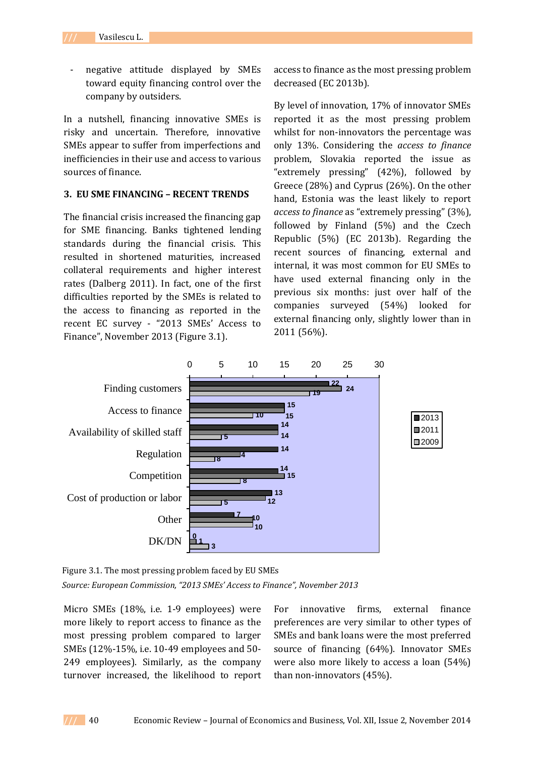- negative attitude displayed by SMEs toward equity financing control over the company by outsiders.

In a nutshell, financing innovative SMEs is risky and uncertain. Therefore, innovative SMEs appear to suffer from imperfections and inefficiencies in their use and access to various sources of finance.

## 3. EU SME FINANCING – RECENT TRENDS

The financial crisis increased the financing gap for SME financing. Banks tightened lending standards during the financial crisis. This resulted in shortened maturities, increased collateral requirements and higher interest rates (Dalberg 2011). In fact, one of the first difficulties reported by the SMEs is related to the access to financing as reported in the recent EC survey - "2013 SMEs' Access to Finance", November 2013 (Figure 3.1).

access to finance as the most pressing problem decreased (EC 2013b).

By level of innovation, 17% of innovator SMEs reported it as the most pressing problem whilst for non-innovators the percentage was only 13%. Considering the *access to finance* problem, Slovakia reported the issue as "extremely pressing" (42%), followed by Greece (28%) and Cyprus (26%). On the other hand, Estonia was the least likely to report *access to finance* as "extremely pressing" (3%), followed by Finland (5%) and the Czech Republic (5%) (EC 2013b). Regarding the recent sources of financing, external and internal, it was most common for EU SMEs to have used external financing only in the previous six months: just over half of the companies surveyed (54%) looked for external financing only, slightly lower than in 2011 (56%).

| | 2013 | 2011 | 2009 |
|---|---|---|---|
| Finding customers | 22 | 24 | 19 |
| Access to finance | 15 | 15 | 10 |
| Availability of skilled staff | 14 | 14 | 5 |
| Regulation | 14 | 4 | 8 |
| Competition | 14 | 15 | 8 |
| Cost of production or labor | 13 | 12 | 5 |
| Other | 7 | 10 | 10 |
| DK/DN | 0 | 1 | 3 |

Figure 3.1. The most pressing problem faced by EU SMEs

*Source: European Commission, "2013 SMEs' Access to Finance", November 2013*

Micro SMEs (18%, i.e. 1-9 employees) were more likely to report access to finance as the most pressing problem compared to larger SMEs (12%-15%, i.e. 10-49 employees and 50-249 employees). Similarly, as the company turnover increased, the likelihood to report

For innovative firms, external finance preferences are very similar to other types of SMEs and bank loans were the most preferred source of financing (64%). Innovator SMEs were also more likely to access a loan (54%) than non-innovators (45%).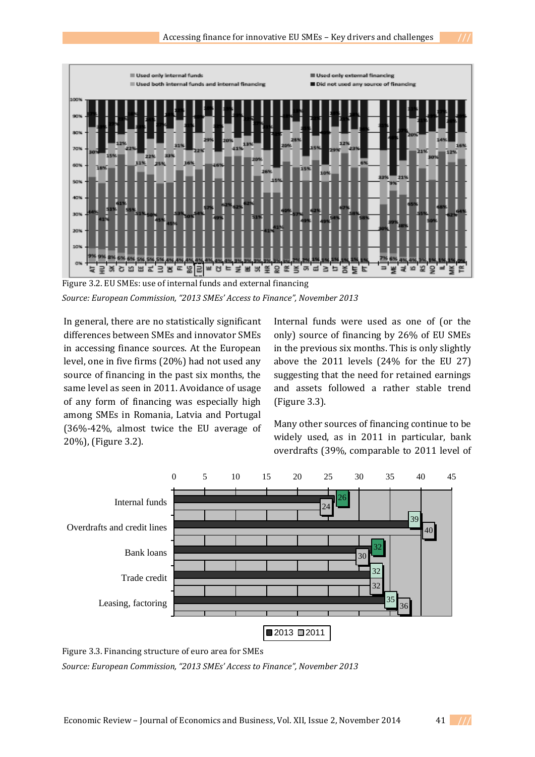Figure 3.2. EU SMEs: use of internal funds and external financing

*Source: European Commission, "2013 SMEs' Access to Finance", November 2013*

In general, there are no statistically significant differences between SMEs and innovator SMEs in accessing finance sources. At the European level, one in five firms (20%) had not used any source of financing in the past six months, the same level as seen in 2011. Avoidance of usage of any form of financing was especially high among SMEs in Romania, Latvia and Portugal (36%-42%, almost twice the EU average of 20%), (Figure 3.2).

Internal funds were used as one of (or the only) source of financing by 26% of EU SMEs in the previous six months. This is only slightly above the 2011 levels (24% for the EU 27) suggesting that the need for retained earnings and assets followed a rather stable trend (Figure 3.3).

Many other sources of financing continue to be widely used, as in 2011 in particular, bank overdrafts (39%, comparable to 2011 level of

Figure 3.3. Financing structure of euro area for SMEs

*Source: European Commission, "2013 SMEs' Access to Finance", November 2013*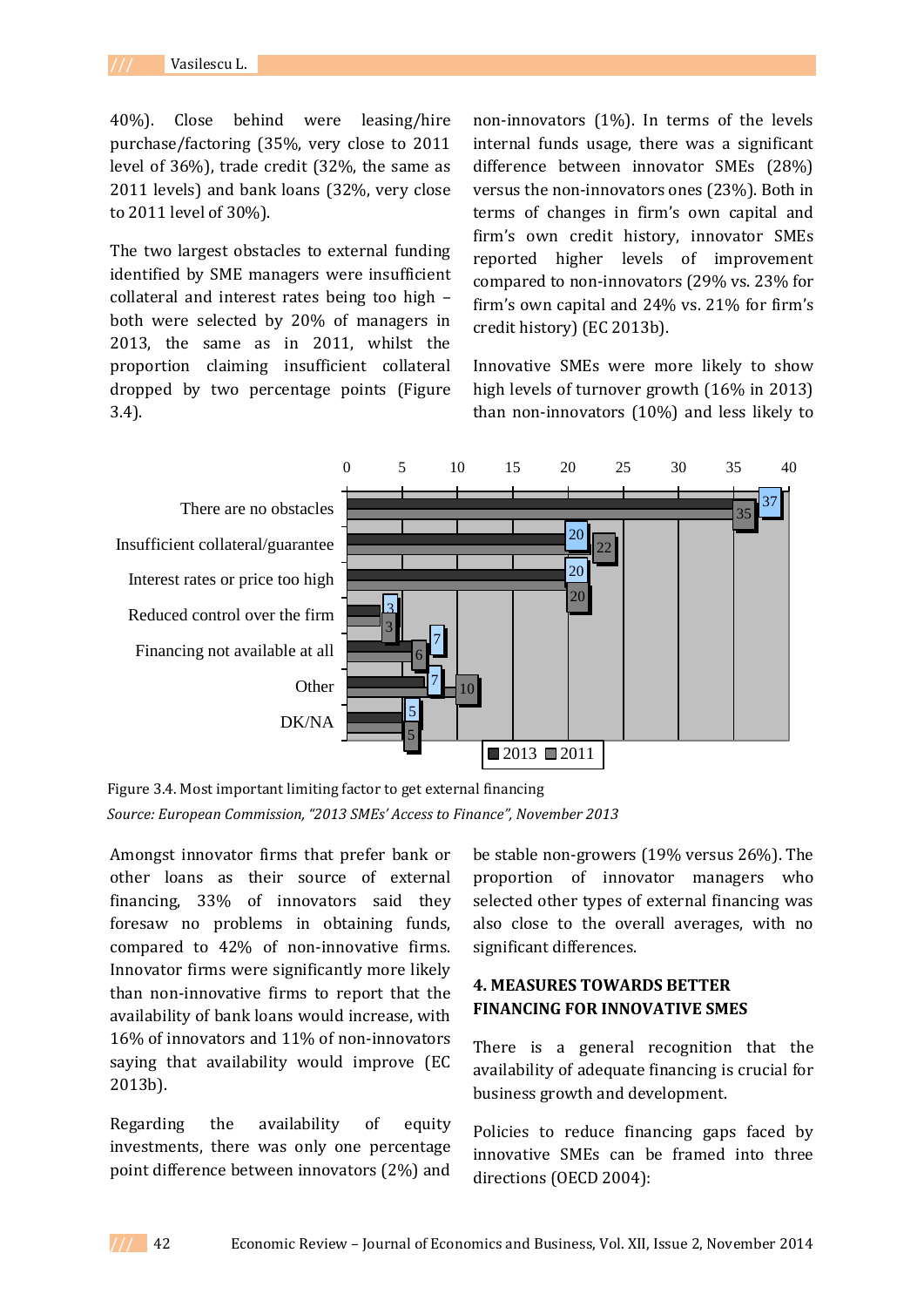40%). Close behind were leasing/hire purchase/factoring (35%, very close to 2011 level of 36%), trade credit (32%, the same as 2011 levels) and bank loans (32%, very close to 2011 level of 30%).

The two largest obstacles to external funding identified by SME managers were insufficient collateral and interest rates being too high – both were selected by 20% of managers in 2013, the same as in 2011, whilst the proportion claiming insufficient collateral dropped by two percentage points (Figure 3.4).

non-innovators (1%). In terms of the levels internal funds usage, there was a significant difference between innovator SMEs (28%) versus the non-innovators ones (23%). Both in terms of changes in firm's own capital and firm's own credit history, innovator SMEs reported higher levels of improvement compared to non-innovators (29% vs. 23% for firm's own capital and 24% vs. 21% for firm's credit history) (EC 2013b).

Innovative SMEs were more likely to show high levels of turnover growth (16% in 2013) than non-innovators (10%) and less likely to

| | 2013 | 2011 |
|---|---|---|
| There are no obstacles | 37 | 35 |
| Insufficient collateral/guarantee | 20 | 22 |
| Interest rates or price too high | 20 | 20 |
| Reduced control over the firm | 3 | 3 |
| Financing not available at all | 7 | 6 |
| Other | 7 | 10 |
| DK/NA | 5 | 5 |

Figure 3.4. Most important limiting factor to get external financing

*Source: European Commission, "2013 SMEs' Access to Finance", November 2013*

Amongst innovator firms that prefer bank or other loans as their source of external financing, 33% of innovators said they foresaw no problems in obtaining funds, compared to 42% of non-innovative firms. Innovator firms were significantly more likely than non-innovative firms to report that the availability of bank loans would increase, with 16% of innovators and 11% of non-innovators saying that availability would improve (EC 2013b).

Regarding the availability of equity investments, there was only one percentage point difference between innovators (2%) and

be stable non-growers (19% versus 26%). The proportion of innovator managers who selected other types of external financing was also close to the overall averages, with no significant differences.

## 4. MEASURES TOWARDS BETTER FINANCING FOR INNOVATIVE SMES

There is a general recognition that the availability of adequate financing is crucial for business growth and development.

Policies to reduce financing gaps faced by innovative SMEs can be framed into three directions (OECD 2004):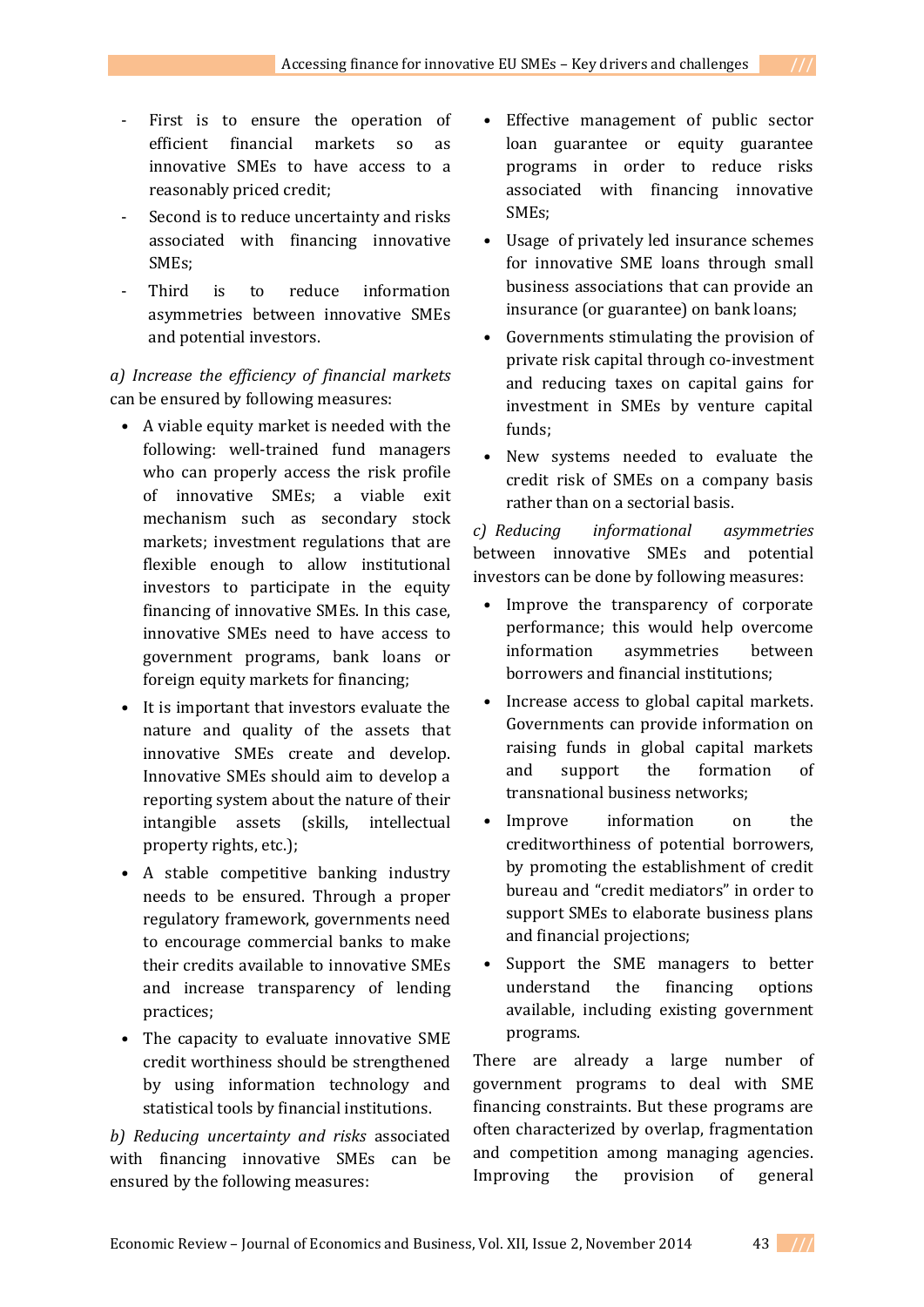- First is to ensure the operation of efficient financial markets so as innovative SMEs to have access to a reasonably priced credit;
- Second is to reduce uncertainty and risks associated with financing innovative SMEs;
- Third is to reduce information asymmetries between innovative SMEs and potential investors.

*a) Increase the efficiency of financial markets* can be ensured by following measures:

- A viable equity market is needed with the following: well-trained fund managers who can properly access the risk profile of innovative SMEs; a viable exit mechanism such as secondary stock markets; investment regulations that are flexible enough to allow institutional investors to participate in the equity financing of innovative SMEs. In this case, innovative SMEs need to have access to government programs, bank loans or foreign equity markets for financing;
- It is important that investors evaluate the nature and quality of the assets that innovative SMEs create and develop. Innovative SMEs should aim to develop a reporting system about the nature of their intangible assets (skills, intellectual property rights, etc.);
- A stable competitive banking industry needs to be ensured. Through a proper regulatory framework, governments need to encourage commercial banks to make their credits available to innovative SMEs and increase transparency of lending practices;
- The capacity to evaluate innovative SME credit worthiness should be strengthened by using information technology and statistical tools by financial institutions.

*b) Reducing uncertainty and risks* associated with financing innovative SMEs can be ensured by the following measures:

- Effective management of public sector loan guarantee or equity guarantee programs in order to reduce risks associated with financing innovative SMEs;
- Usage of privately led insurance schemes for innovative SME loans through small business associations that can provide an insurance (or guarantee) on bank loans;
- Governments stimulating the provision of private risk capital through co-investment and reducing taxes on capital gains for investment in SMEs by venture capital funds;
- New systems needed to evaluate the credit risk of SMEs on a company basis rather than on a sectorial basis.

*c) Reducing informational asymmetries* between innovative SMEs and potential investors can be done by following measures:

- Improve the transparency of corporate performance; this would help overcome information asymmetries between borrowers and financial institutions;
- Increase access to global capital markets. Governments can provide information on raising funds in global capital markets and support the formation of transnational business networks;
- Improve information on the creditworthiness of potential borrowers, by promoting the establishment of credit bureau and "credit mediators" in order to support SMEs to elaborate business plans and financial projections;
- Support the SME managers to better understand the financing options available, including existing government programs.

There are already a large number of government programs to deal with SME financing constraints. But these programs are often characterized by overlap, fragmentation and competition among managing agencies. Improving the provision of general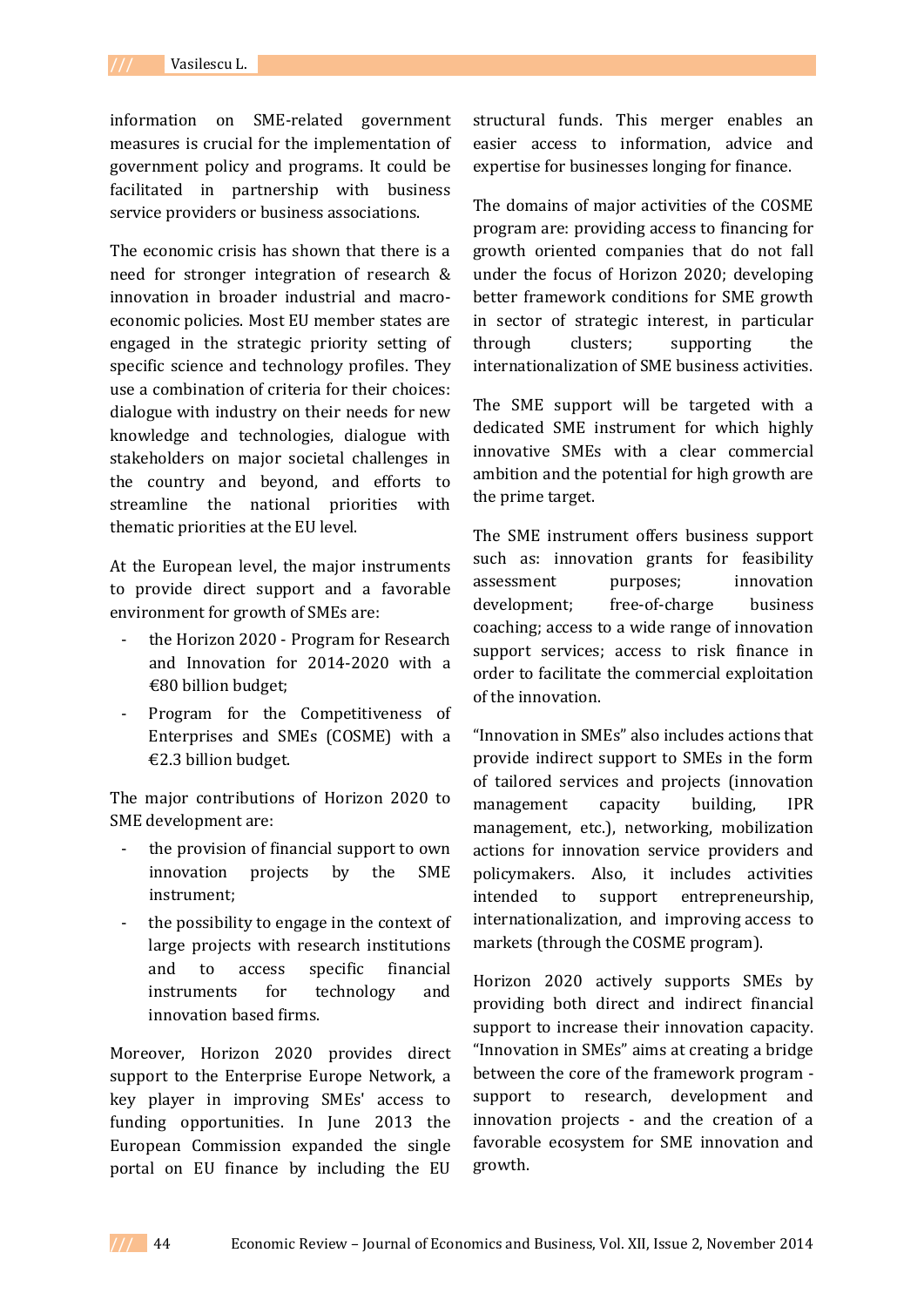information on SME-related government measures is crucial for the implementation of government policy and programs. It could be facilitated in partnership with business service providers or business associations.

The economic crisis has shown that there is a need for stronger integration of research & innovation in broader industrial and macro-economic policies. Most EU member states are engaged in the strategic priority setting of specific science and technology profiles. They use a combination of criteria for their choices: dialogue with industry on their needs for new knowledge and technologies, dialogue with stakeholders on major societal challenges in the country and beyond, and efforts to streamline the national priorities with thematic priorities at the EU level.

At the European level, the major instruments to provide direct support and a favorable environment for growth of SMEs are:

- the Horizon 2020 - Program for Research and Innovation for 2014-2020 with a €80 billion budget;
- Program for the Competitiveness of Enterprises and SMEs (COSME) with a €2.3 billion budget.

The major contributions of Horizon 2020 to SME development are:

- the provision of financial support to own innovation projects by the SME instrument;
- the possibility to engage in the context of large projects with research institutions and to access specific financial instruments for technology and innovation based firms.

Moreover, Horizon 2020 provides direct support to the Enterprise Europe Network, a key player in improving SMEs' access to funding opportunities. In June 2013 the European Commission expanded the single portal on EU finance by including the EU structural funds. This merger enables an easier access to information, advice and expertise for businesses longing for finance.

The domains of major activities of the COSME program are: providing access to financing for growth oriented companies that do not fall under the focus of Horizon 2020; developing better framework conditions for SME growth in sector of strategic interest, in particular through clusters; supporting the internationalization of SME business activities.

The SME support will be targeted with a dedicated SME instrument for which highly innovative SMEs with a clear commercial ambition and the potential for high growth are the prime target.

The SME instrument offers business support such as: innovation grants for feasibility assessment purposes; innovation development; free-of-charge business coaching; access to a wide range of innovation support services; access to risk finance in order to facilitate the commercial exploitation of the innovation.

"Innovation in SMEs" also includes actions that provide indirect support to SMEs in the form of tailored services and projects (innovation management capacity building, IPR management, etc.), networking, mobilization actions for innovation service providers and policymakers. Also, it includes activities intended to support entrepreneurship, internationalization, and improving access to markets (through the COSME program).

Horizon 2020 actively supports SMEs by providing both direct and indirect financial support to increase their innovation capacity. "Innovation in SMEs" aims at creating a bridge between the core of the framework program - support to research, development and innovation projects - and the creation of a favorable ecosystem for SME innovation and growth.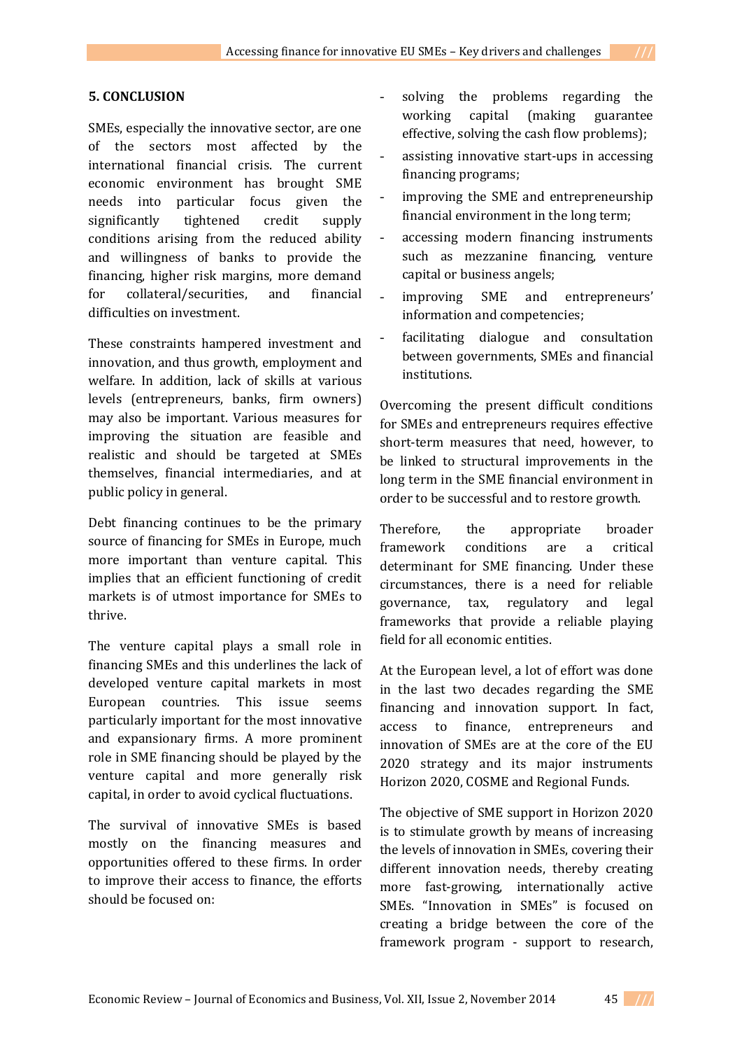## 5. CONCLUSION

SMEs, especially the innovative sector, are one of the sectors most affected by the international financial crisis. The current economic environment has brought SME needs into particular focus given the significantly tightened credit supply conditions arising from the reduced ability and willingness of banks to provide the financing, higher risk margins, more demand for collateral/securities, and financial difficulties on investment.

These constraints hampered investment and innovation, and thus growth, employment and welfare. In addition, lack of skills at various levels (entrepreneurs, banks, firm owners) may also be important. Various measures for improving the situation are feasible and realistic and should be targeted at SMEs themselves, financial intermediaries, and at public policy in general.

Debt financing continues to be the primary source of financing for SMEs in Europe, much more important than venture capital. This implies that an efficient functioning of credit markets is of utmost importance for SMEs to thrive.

The venture capital plays a small role in financing SMEs and this underlines the lack of developed venture capital markets in most European countries. This issue seems particularly important for the most innovative and expansionary firms. A more prominent role in SME financing should be played by the venture capital and more generally risk capital, in order to avoid cyclical fluctuations.

The survival of innovative SMEs is based mostly on the financing measures and opportunities offered to these firms. In order to improve their access to finance, the efforts should be focused on:

- solving the problems regarding the working capital (making guarantee effective, solving the cash flow problems);
- assisting innovative start-ups in accessing financing programs;
- improving the SME and entrepreneurship financial environment in the long term;
- accessing modern financing instruments such as mezzanine financing, venture capital or business angels;
- improving SME and entrepreneurs' information and competencies;
- facilitating dialogue and consultation between governments, SMEs and financial institutions.

Overcoming the present difficult conditions for SMEs and entrepreneurs requires effective short-term measures that need, however, to be linked to structural improvements in the long term in the SME financial environment in order to be successful and to restore growth.

Therefore, the appropriate broader framework conditions are a critical determinant for SME financing. Under these circumstances, there is a need for reliable governance, tax, regulatory and legal frameworks that provide a reliable playing field for all economic entities.

At the European level, a lot of effort was done in the last two decades regarding the SME financing and innovation support. In fact, access to finance, entrepreneurs and innovation of SMEs are at the core of the EU 2020 strategy and its major instruments Horizon 2020, COSME and Regional Funds.

The objective of SME support in Horizon 2020 is to stimulate growth by means of increasing the levels of innovation in SMEs, covering their different innovation needs, thereby creating more fast-growing, internationally active SMEs. "Innovation in SMEs" is focused on creating a bridge between the core of the framework program - support to research,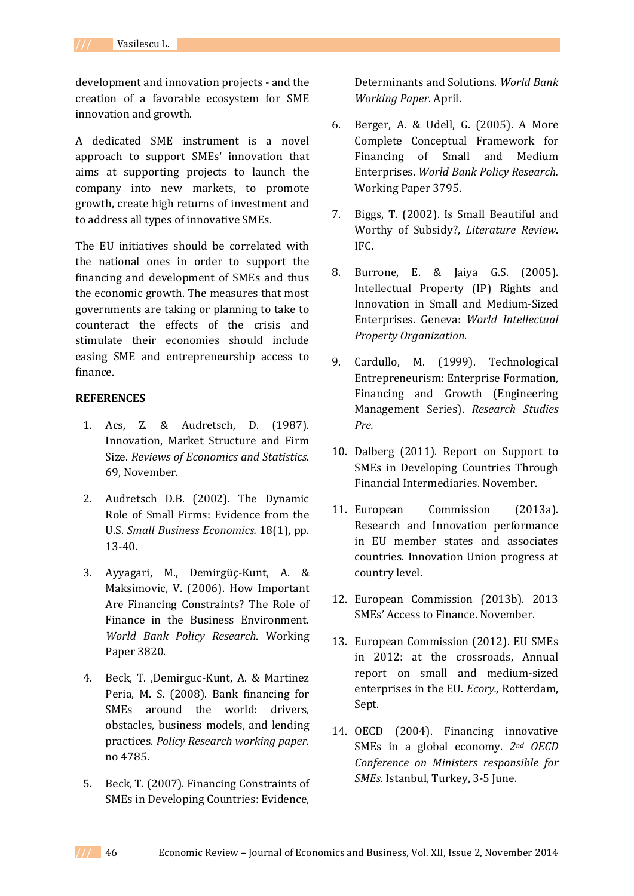development and innovation projects - and the creation of a favorable ecosystem for SME innovation and growth.

A dedicated SME instrument is a novel approach to support SMEs' innovation that aims at supporting projects to launch the company into new markets, to promote growth, create high returns of investment and to address all types of innovative SMEs.

The EU initiatives should be correlated with the national ones in order to support the financing and development of SMEs and thus the economic growth. The measures that most governments are taking or planning to take to counteract the effects of the crisis and stimulate their economies should include easing SME and entrepreneurship access to finance.

**REFERENCES**

1. Acs, Z. & Audretsch, D. (1987). Innovation, Market Structure and Firm Size. *Reviews of Economics and Statistics.* 69, November.
2. Audretsch D.B. (2002). The Dynamic Role of Small Firms: Evidence from the U.S. *Small Business Economics.* 18(1), pp. 13-40.
3. Ayyagari, M., Demirgüç-Kunt, A. & Maksimovic, V. (2006). How Important Are Financing Constraints? The Role of Finance in the Business Environment. *World Bank Policy Research*. Working Paper 3820.
4. Beck, T. ,Demirguc-Kunt, A. & Martinez Peria, M. S. (2008). Bank financing for SMEs around the world: drivers, obstacles, business models, and lending practices. *Policy Research working paper*. no 4785.
5. Beck, T. (2007). Financing Constraints of SMEs in Developing Countries: Evidence, Determinants and Solutions. *World Bank Working Paper*. April.
6. Berger, A. & Udell, G. (2005). A More Complete Conceptual Framework for Financing of Small and Medium Enterprises. *World Bank Policy Research.* Working Paper 3795.
7. Biggs, T. (2002). Is Small Beautiful and Worthy of Subsidy?, *Literature Review*. IFC.
8. Burrone, E. & Jaiya G.S. (2005). Intellectual Property (IP) Rights and Innovation in Small and Medium-Sized Enterprises. Geneva: *World Intellectual Property Organization.*
9. Cardullo, M. (1999). Technological Entrepreneurism: Enterprise Formation, Financing and Growth (Engineering Management Series). *Research Studies Pre.*
10. Dalberg (2011). Report on Support to SMEs in Developing Countries Through Financial Intermediaries. November.
11. European Commission (2013a). Research and Innovation performance in EU member states and associates countries. Innovation Union progress at country level.
12. European Commission (2013b). 2013 SMEs' Access to Finance. November.
13. European Commission (2012). EU SMEs in 2012: at the crossroads, Annual report on small and medium-sized enterprises in the EU. *Ecory.,* Rotterdam, Sept.
14. OECD (2004). Financing innovative SMEs in a global economy. *2nd OECD Conference on Ministers responsible for SMEs*. Istanbul, Turkey, 3-5 June.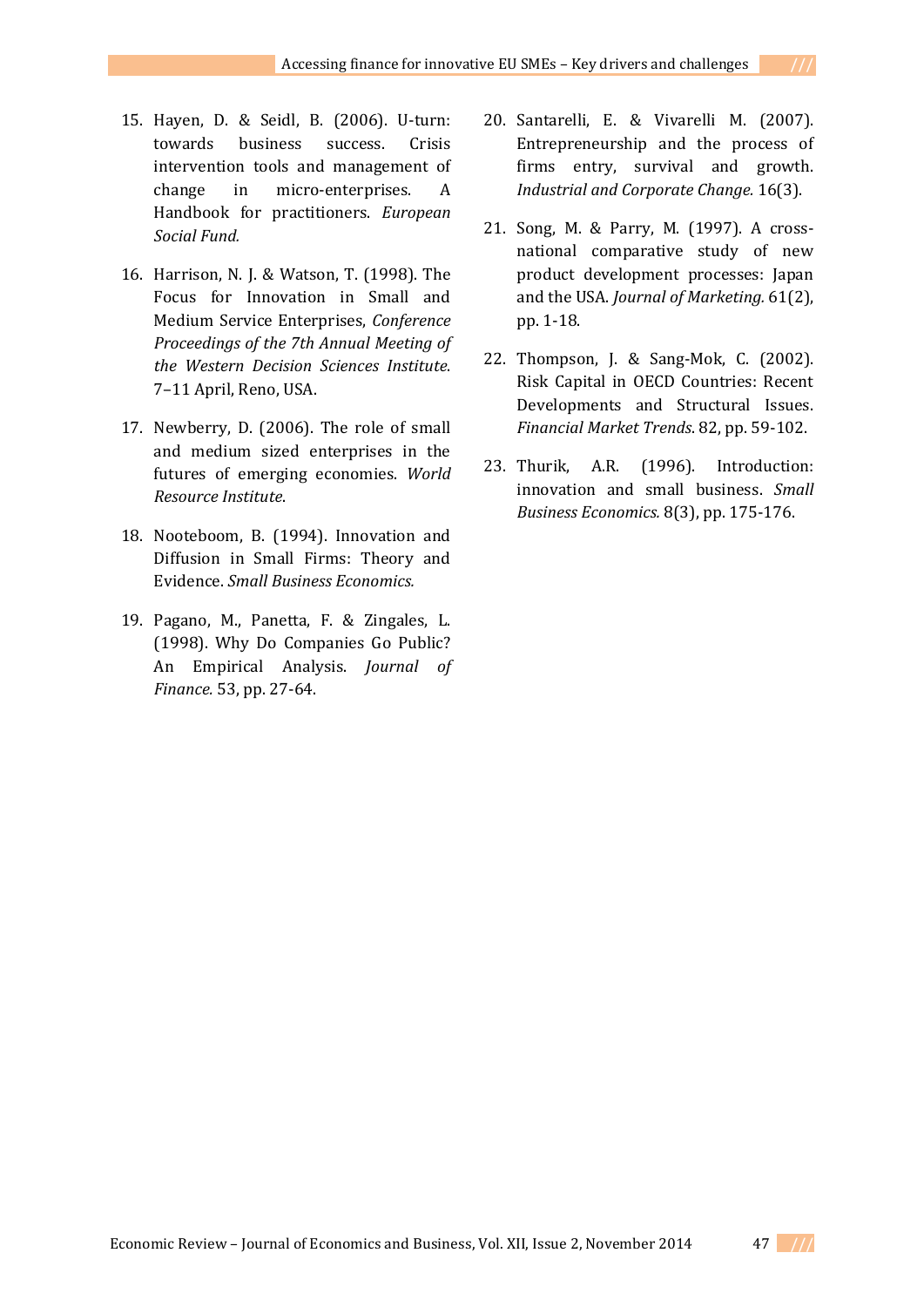15. Hayen, D. & Seidl, B. (2006). U-turn: towards business success. Crisis intervention tools and management of change in micro-enterprises. A Handbook for practitioners. *European Social Fund.*

16. Harrison, N. J. & Watson, T. (1998). The Focus for Innovation in Small and Medium Service Enterprises, *Conference Proceedings of the 7th Annual Meeting of the Western Decision Sciences Institute*. 7–11 April, Reno, USA.

17. Newberry, D. (2006). The role of small and medium sized enterprises in the futures of emerging economies. *World Resource Institute*.

18. Nooteboom, B. (1994). Innovation and Diffusion in Small Firms: Theory and Evidence. *Small Business Economics.*

19. Pagano, M., Panetta, F. & Zingales, L. (1998). Why Do Companies Go Public? An Empirical Analysis. *Journal of Finance.* 53, pp. 27-64.

20. Santarelli, E. & Vivarelli M. (2007). Entrepreneurship and the process of firms entry, survival and growth. *Industrial and Corporate Change.* 16(3).

21. Song, M. & Parry, M. (1997). A cross-national comparative study of new product development processes: Japan and the USA. *Journal of Marketing.* 61(2), pp. 1-18.

22. Thompson, J. & Sang-Mok, C. (2002). Risk Capital in OECD Countries: Recent Developments and Structural Issues. *Financial Market Trends*. 82, pp. 59-102.

23. Thurik, A.R. (1996). Introduction: innovation and small business. *Small Business Economics.* 8(3), pp. 175-176.